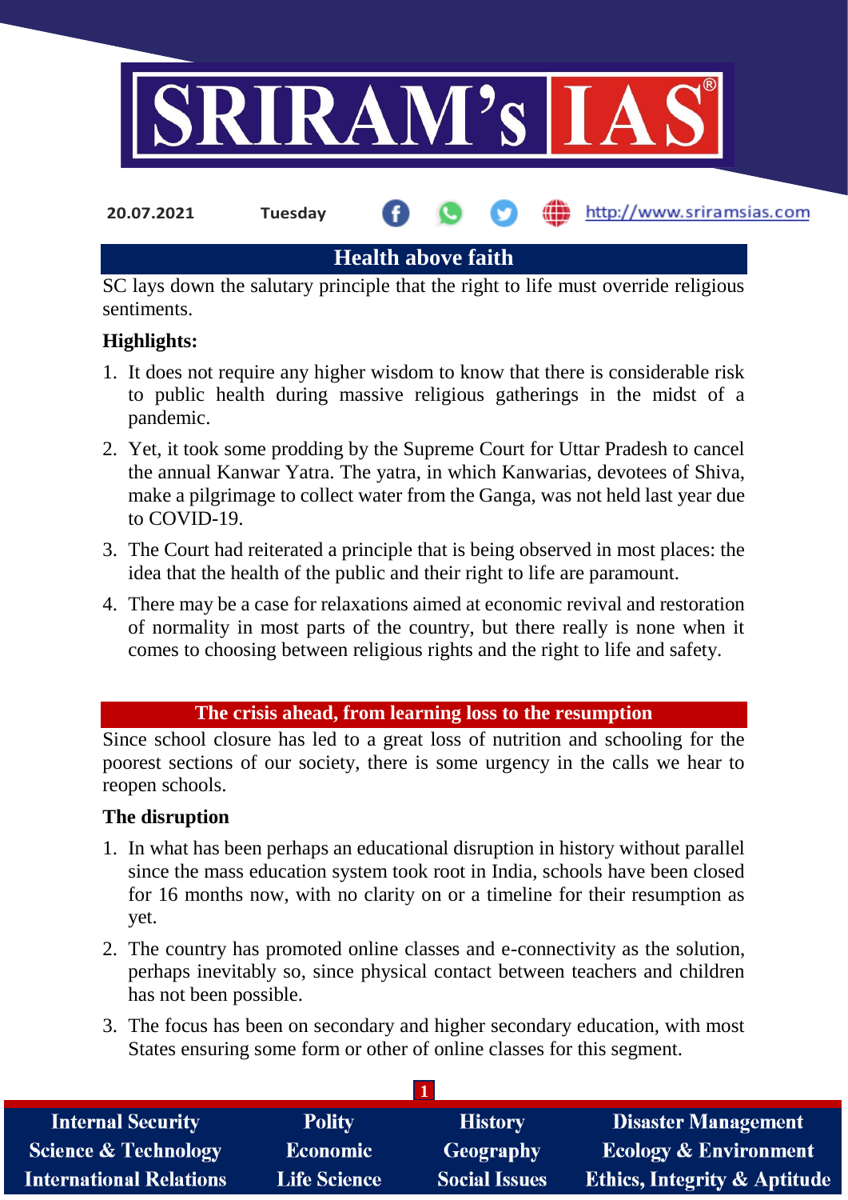## Health above faith

SC lays down the salutary principle that the right to life must override religious sentiments.

### Highlights:

1. It does not require any higher wisdom to know that there is considerable risk to public health during massive religious gatherings in the midst of a pandemic.
2. Yet, it took some prodding by the Supreme Court for Uttar Pradesh to cancel the annual Kanwar Yatra. The yatra, in which Kanwarias, devotees of Shiva, make a pilgrimage to collect water from the Ganga, was not held last year due to COVID-19.
3. The Court had reiterated a principle that is being observed in most places: the idea that the health of the public and their right to life are paramount.
4. There may be a case for relaxations aimed at economic revival and restoration of normality in most parts of the country, but there really is none when it comes to choosing between religious rights and the right to life and safety.

## The crisis ahead, from learning loss to the resumption

Since school closure has led to a great loss of nutrition and schooling for the poorest sections of our society, there is some urgency in the calls we hear to reopen schools.

### The disruption

1. In what has been perhaps an educational disruption in history without parallel since the mass education system took root in India, schools have been closed for 16 months now, with no clarity on or a timeline for their resumption as yet.
2. The country has promoted online classes and e-connectivity as the solution, perhaps inevitably so, since physical contact between teachers and children has not been possible.
3. The focus has been on secondary and higher secondary education, with most States ensuring some form or other of online classes for this segment.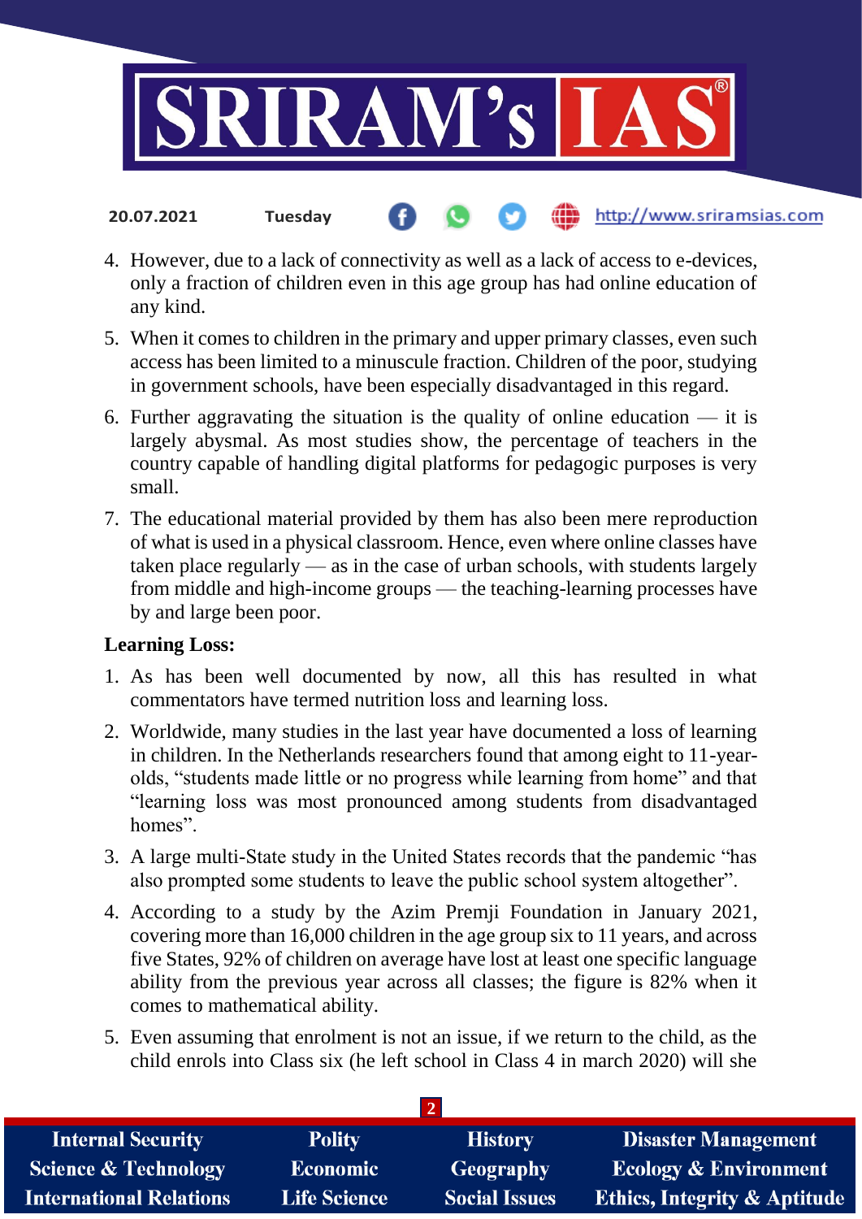4. However, due to a lack of connectivity as well as a lack of access to e-devices, only a fraction of children even in this age group has had online education of any kind.
5. When it comes to children in the primary and upper primary classes, even such access has been limited to a minuscule fraction. Children of the poor, studying in government schools, have been especially disadvantaged in this regard.
6. Further aggravating the situation is the quality of online education — it is largely abysmal. As most studies show, the percentage of teachers in the country capable of handling digital platforms for pedagogic purposes is very small.
7. The educational material provided by them has also been mere reproduction of what is used in a physical classroom. Hence, even where online classes have taken place regularly — as in the case of urban schools, with students largely from middle and high-income groups — the teaching-learning processes have by and large been poor.

**Learning Loss:**

1. As has been well documented by now, all this has resulted in what commentators have termed nutrition loss and learning loss.
2. Worldwide, many studies in the last year have documented a loss of learning in children. In the Netherlands researchers found that among eight to 11-year-olds, "students made little or no progress while learning from home" and that "learning loss was most pronounced among students from disadvantaged homes".
3. A large multi-State study in the United States records that the pandemic "has also prompted some students to leave the public school system altogether".
4. According to a study by the Azim Premji Foundation in January 2021, covering more than 16,000 children in the age group six to 11 years, and across five States, 92% of children on average have lost at least one specific language ability from the previous year across all classes; the figure is 82% when it comes to mathematical ability.
5. Even assuming that enrolment is not an issue, if we return to the child, as the child enrols into Class six (he left school in Class 4 in march 2020) will she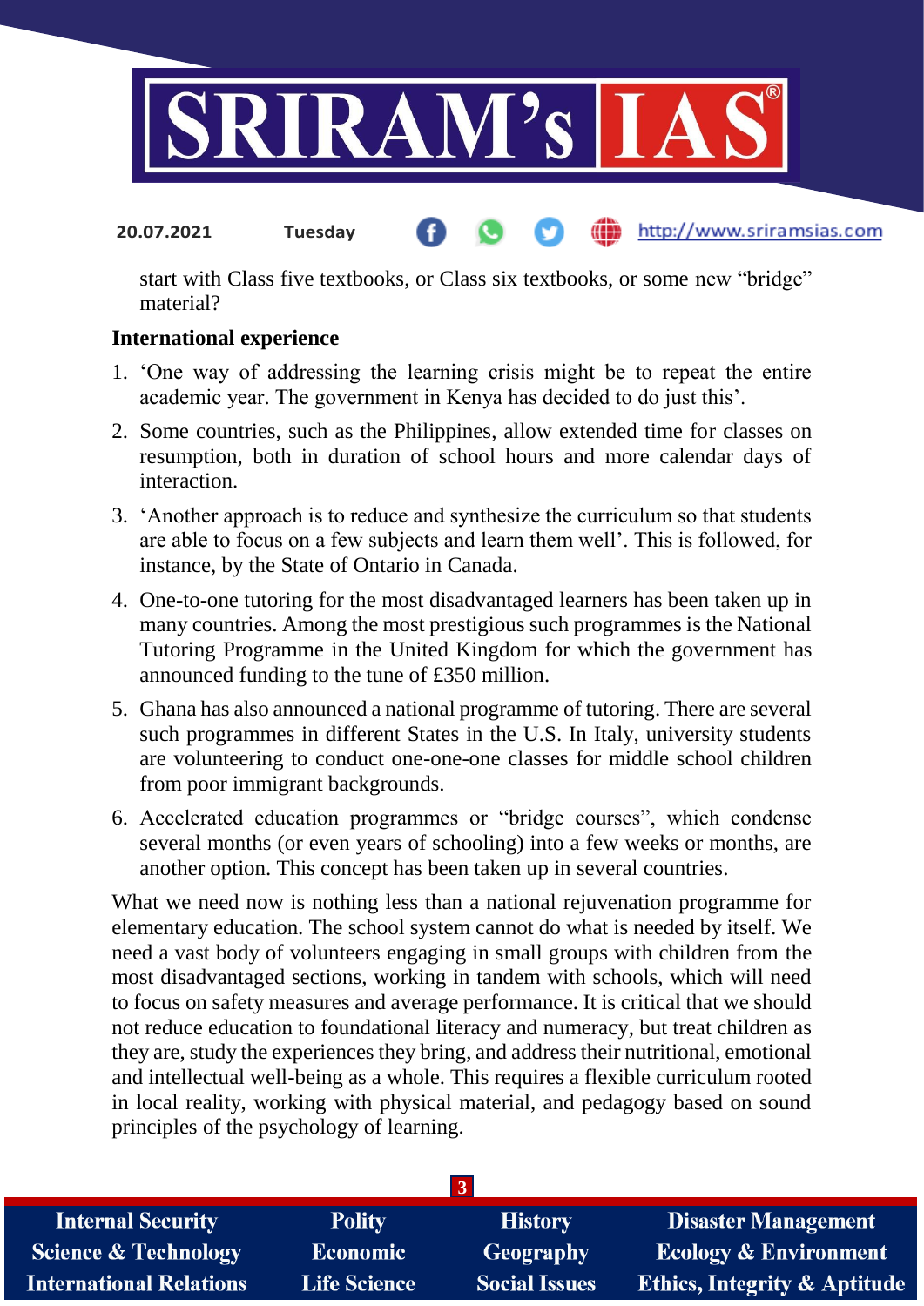start with Class five textbooks, or Class six textbooks, or some new "bridge" material?

**International experience**

1. 'One way of addressing the learning crisis might be to repeat the entire academic year. The government in Kenya has decided to do just this'.
2. Some countries, such as the Philippines, allow extended time for classes on resumption, both in duration of school hours and more calendar days of interaction.
3. 'Another approach is to reduce and synthesize the curriculum so that students are able to focus on a few subjects and learn them well'. This is followed, for instance, by the State of Ontario in Canada.
4. One-to-one tutoring for the most disadvantaged learners has been taken up in many countries. Among the most prestigious such programmes is the National Tutoring Programme in the United Kingdom for which the government has announced funding to the tune of £350 million.
5. Ghana has also announced a national programme of tutoring. There are several such programmes in different States in the U.S. In Italy, university students are volunteering to conduct one-one-one classes for middle school children from poor immigrant backgrounds.
6. Accelerated education programmes or "bridge courses", which condense several months (or even years of schooling) into a few weeks or months, are another option. This concept has been taken up in several countries.

What we need now is nothing less than a national rejuvenation programme for elementary education. The school system cannot do what is needed by itself. We need a vast body of volunteers engaging in small groups with children from the most disadvantaged sections, working in tandem with schools, which will need to focus on safety measures and average performance. It is critical that we should not reduce education to foundational literacy and numeracy, but treat children as they are, study the experiences they bring, and address their nutritional, emotional and intellectual well-being as a whole. This requires a flexible curriculum rooted in local reality, working with physical material, and pedagogy based on sound principles of the psychology of learning.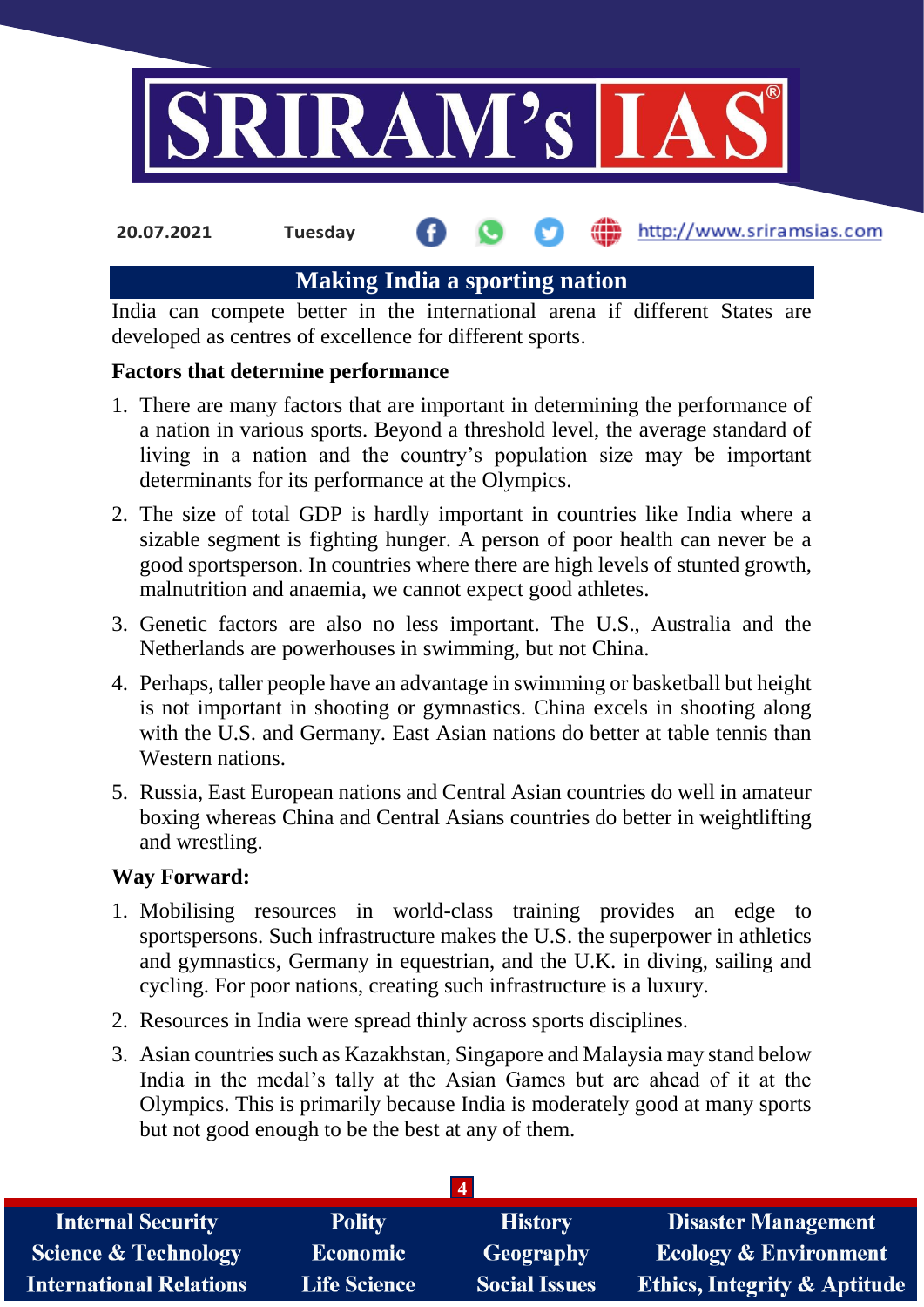## Making India a sporting nation

India can compete better in the international arena if different States are developed as centres of excellence for different sports.

**Factors that determine performance**

1. There are many factors that are important in determining the performance of a nation in various sports. Beyond a threshold level, the average standard of living in a nation and the country's population size may be important determinants for its performance at the Olympics.
2. The size of total GDP is hardly important in countries like India where a sizable segment is fighting hunger. A person of poor health can never be a good sportsperson. In countries where there are high levels of stunted growth, malnutrition and anaemia, we cannot expect good athletes.
3. Genetic factors are also no less important. The U.S., Australia and the Netherlands are powerhouses in swimming, but not China.
4. Perhaps, taller people have an advantage in swimming or basketball but height is not important in shooting or gymnastics. China excels in shooting along with the U.S. and Germany. East Asian nations do better at table tennis than Western nations.
5. Russia, East European nations and Central Asian countries do well in amateur boxing whereas China and Central Asians countries do better in weightlifting and wrestling.

**Way Forward:**

1. Mobilising resources in world-class training provides an edge to sportspersons. Such infrastructure makes the U.S. the superpower in athletics and gymnastics, Germany in equestrian, and the U.K. in diving, sailing and cycling. For poor nations, creating such infrastructure is a luxury.
2. Resources in India were spread thinly across sports disciplines.
3. Asian countries such as Kazakhstan, Singapore and Malaysia may stand below India in the medal's tally at the Asian Games but are ahead of it at the Olympics. This is primarily because India is moderately good at many sports but not good enough to be the best at any of them.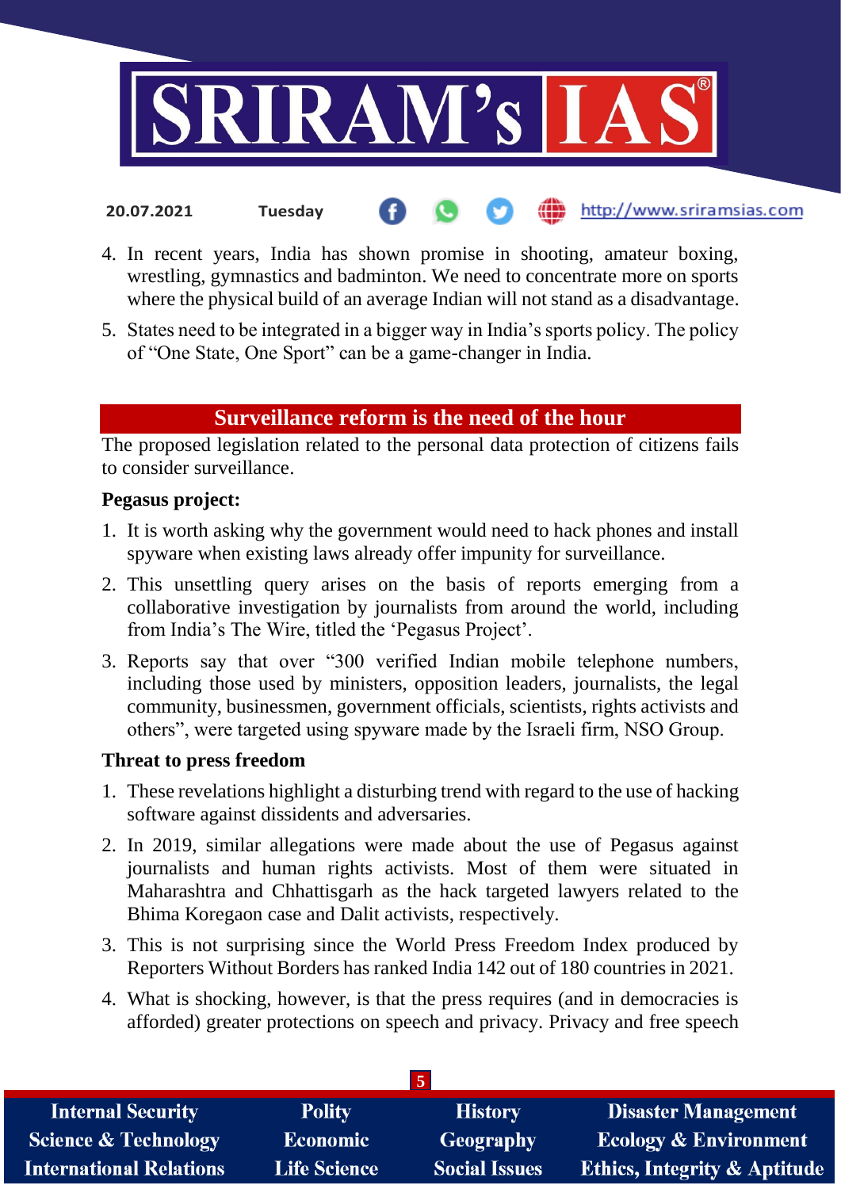4. In recent years, India has shown promise in shooting, amateur boxing, wrestling, gymnastics and badminton. We need to concentrate more on sports where the physical build of an average Indian will not stand as a disadvantage.
5. States need to be integrated in a bigger way in India's sports policy. The policy of "One State, One Sport" can be a game-changer in India.

## Surveillance reform is the need of the hour

The proposed legislation related to the personal data protection of citizens fails to consider surveillance.

**Pegasus project:**

1. It is worth asking why the government would need to hack phones and install spyware when existing laws already offer impunity for surveillance.
2. This unsettling query arises on the basis of reports emerging from a collaborative investigation by journalists from around the world, including from India's The Wire, titled the 'Pegasus Project'.
3. Reports say that over "300 verified Indian mobile telephone numbers, including those used by ministers, opposition leaders, journalists, the legal community, businessmen, government officials, scientists, rights activists and others", were targeted using spyware made by the Israeli firm, NSO Group.

**Threat to press freedom**

1. These revelations highlight a disturbing trend with regard to the use of hacking software against dissidents and adversaries.
2. In 2019, similar allegations were made about the use of Pegasus against journalists and human rights activists. Most of them were situated in Maharashtra and Chhattisgarh as the hack targeted lawyers related to the Bhima Koregaon case and Dalit activists, respectively.
3. This is not surprising since the World Press Freedom Index produced by Reporters Without Borders has ranked India 142 out of 180 countries in 2021.
4. What is shocking, however, is that the press requires (and in democracies is afforded) greater protections on speech and privacy. Privacy and free speech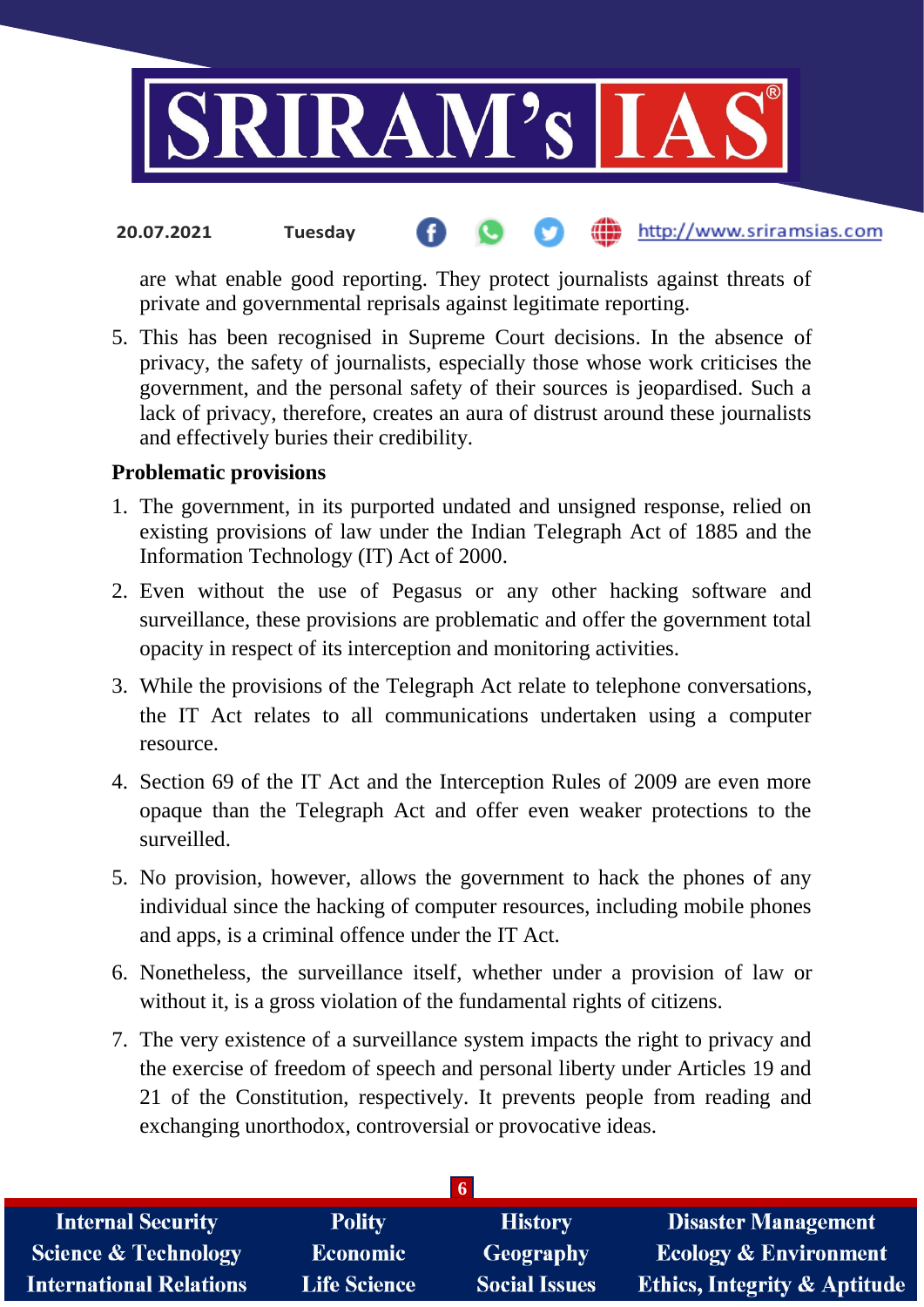are what enable good reporting. They protect journalists against threats of private and governmental reprisals against legitimate reporting.

5. This has been recognised in Supreme Court decisions. In the absence of privacy, the safety of journalists, especially those whose work criticises the government, and the personal safety of their sources is jeopardised. Such a lack of privacy, therefore, creates an aura of distrust around these journalists and effectively buries their credibility.

**Problematic provisions**

1. The government, in its purported undated and unsigned response, relied on existing provisions of law under the Indian Telegraph Act of 1885 and the Information Technology (IT) Act of 2000.
2. Even without the use of Pegasus or any other hacking software and surveillance, these provisions are problematic and offer the government total opacity in respect of its interception and monitoring activities.
3. While the provisions of the Telegraph Act relate to telephone conversations, the IT Act relates to all communications undertaken using a computer resource.
4. Section 69 of the IT Act and the Interception Rules of 2009 are even more opaque than the Telegraph Act and offer even weaker protections to the surveilled.
5. No provision, however, allows the government to hack the phones of any individual since the hacking of computer resources, including mobile phones and apps, is a criminal offence under the IT Act.
6. Nonetheless, the surveillance itself, whether under a provision of law or without it, is a gross violation of the fundamental rights of citizens.
7. The very existence of a surveillance system impacts the right to privacy and the exercise of freedom of speech and personal liberty under Articles 19 and 21 of the Constitution, respectively. It prevents people from reading and exchanging unorthodox, controversial or provocative ideas.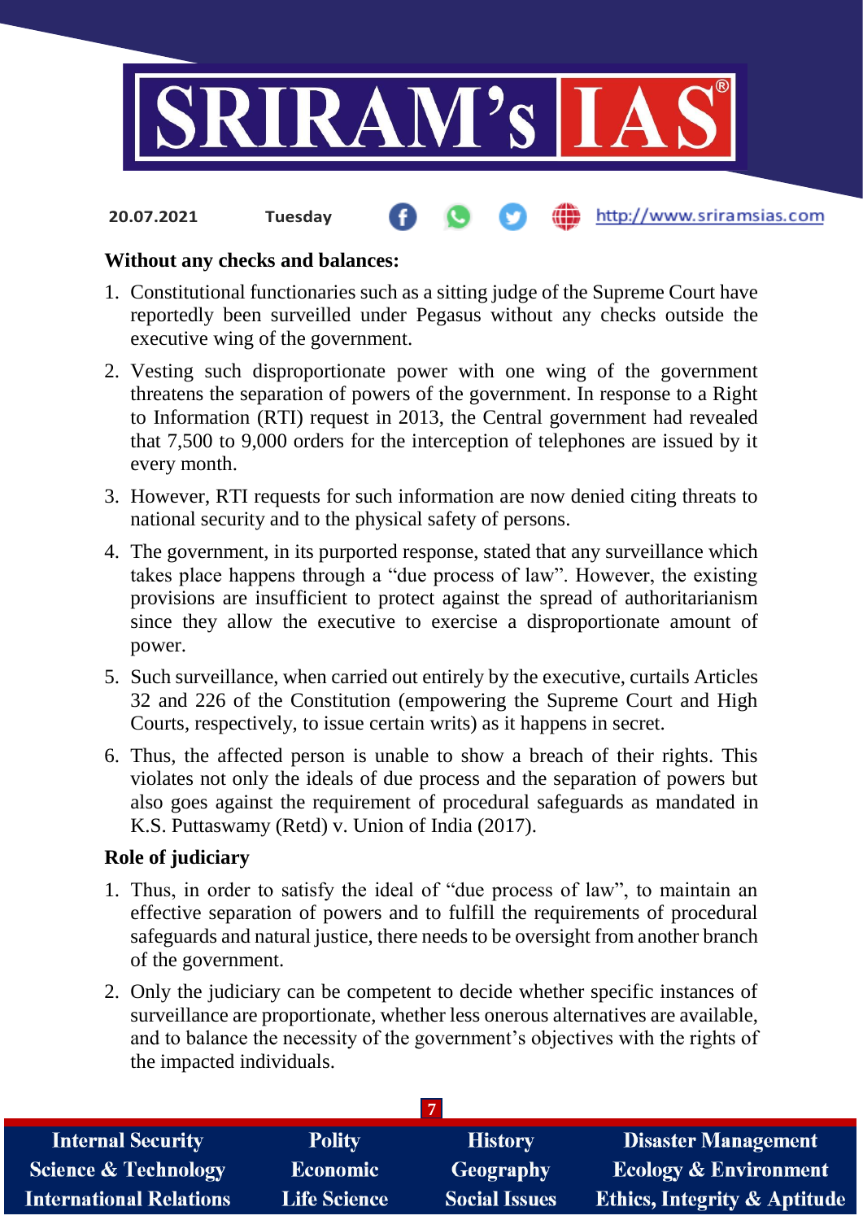**Without any checks and balances:**

1. Constitutional functionaries such as a sitting judge of the Supreme Court have reportedly been surveilled under Pegasus without any checks outside the executive wing of the government.
2. Vesting such disproportionate power with one wing of the government threatens the separation of powers of the government. In response to a Right to Information (RTI) request in 2013, the Central government had revealed that 7,500 to 9,000 orders for the interception of telephones are issued by it every month.
3. However, RTI requests for such information are now denied citing threats to national security and to the physical safety of persons.
4. The government, in its purported response, stated that any surveillance which takes place happens through a "due process of law". However, the existing provisions are insufficient to protect against the spread of authoritarianism since they allow the executive to exercise a disproportionate amount of power.
5. Such surveillance, when carried out entirely by the executive, curtails Articles 32 and 226 of the Constitution (empowering the Supreme Court and High Courts, respectively, to issue certain writs) as it happens in secret.
6. Thus, the affected person is unable to show a breach of their rights. This violates not only the ideals of due process and the separation of powers but also goes against the requirement of procedural safeguards as mandated in K.S. Puttaswamy (Retd) v. Union of India (2017).

**Role of judiciary**

1. Thus, in order to satisfy the ideal of "due process of law", to maintain an effective separation of powers and to fulfill the requirements of procedural safeguards and natural justice, there needs to be oversight from another branch of the government.
2. Only the judiciary can be competent to decide whether specific instances of surveillance are proportionate, whether less onerous alternatives are available, and to balance the necessity of the government's objectives with the rights of the impacted individuals.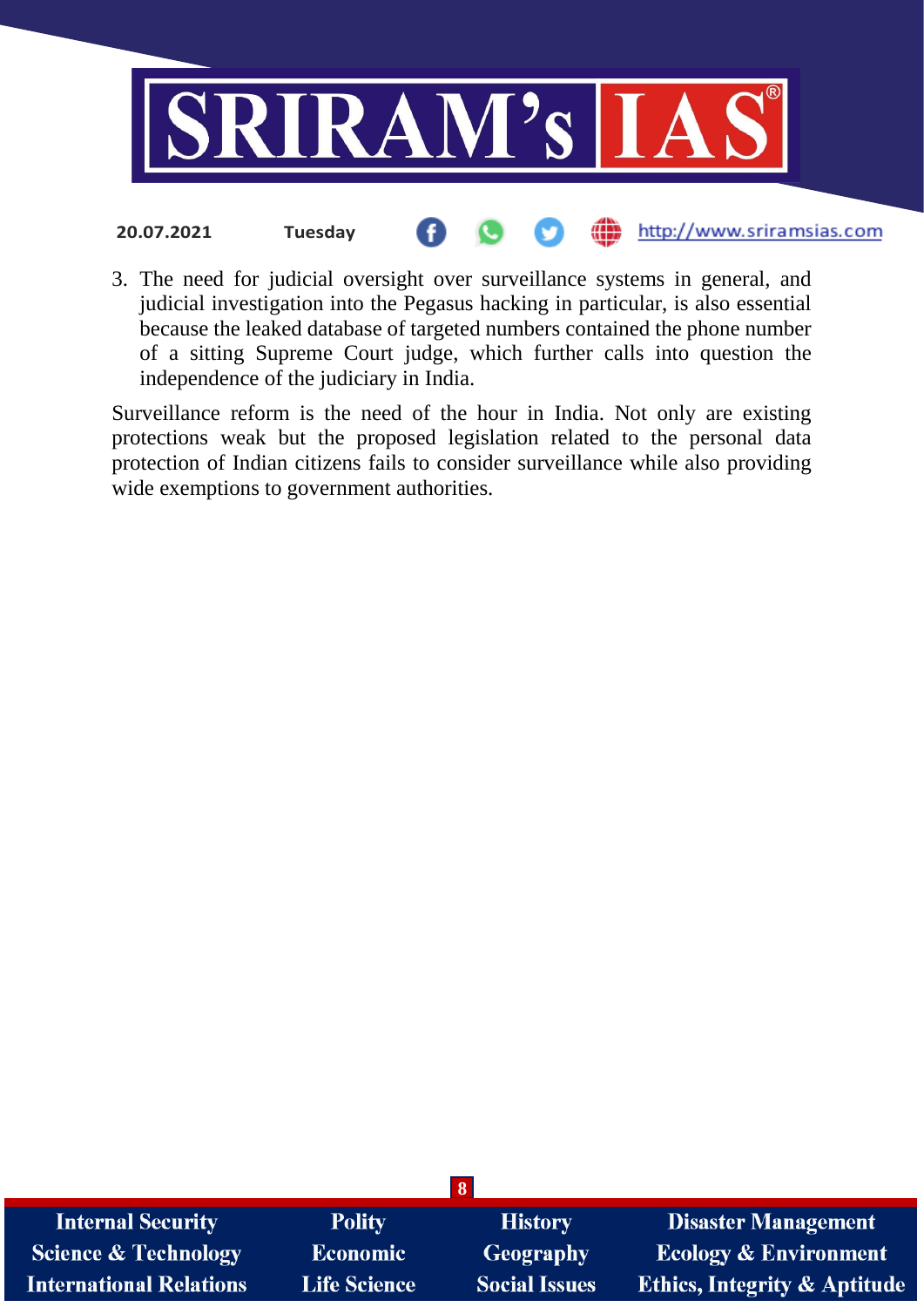3. The need for judicial oversight over surveillance systems in general, and judicial investigation into the Pegasus hacking in particular, is also essential because the leaked database of targeted numbers contained the phone number of a sitting Supreme Court judge, which further calls into question the independence of the judiciary in India.

Surveillance reform is the need of the hour in India. Not only are existing protections weak but the proposed legislation related to the personal data protection of Indian citizens fails to consider surveillance while also providing wide exemptions to government authorities.